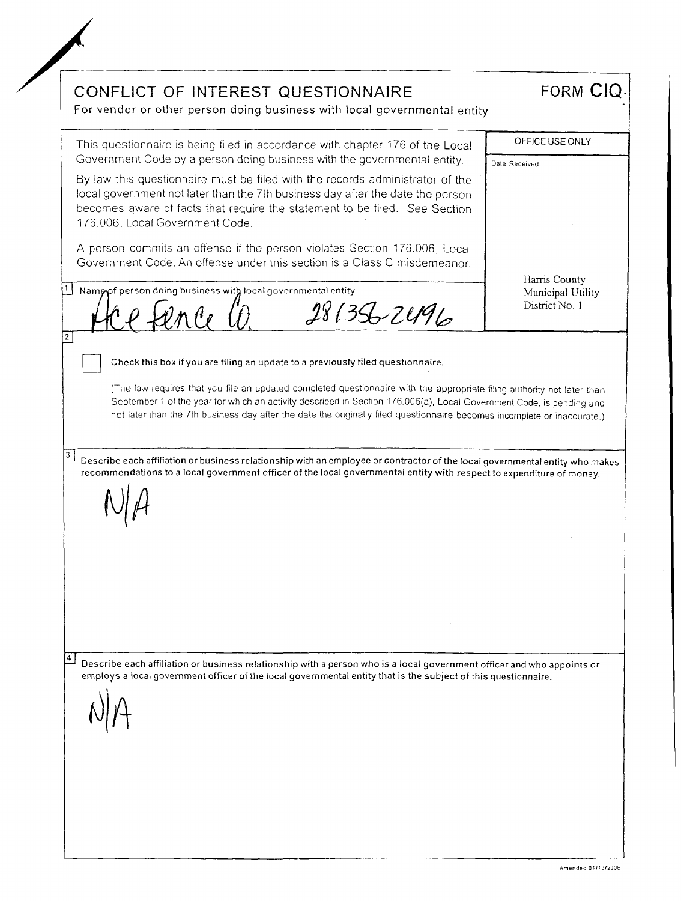# CONFLICT OF INTEREST QUESTIONNAIRE

**FORM CIQ**

For vendor or other person doing business with local governmental entity

This questionnaire is being filed in accordance with chapter 176 of the Local Government Code by a person doing business with the governmental entity.

By law this questionnaire must be filed with the records administrator of the local government not later than the 7th business day after the date the person becomes aware of facts that require the statement to be filed. *See* Section 176.006, Local Government Code.

A person commits an offense if the person violates Section 176.006, Local Government Code. An offense under this section is a Class C misdemeanor.

| OFFICE USE ONLY |
| --- |
| Date Received |
| Harris County Municipal Utility District No. 1 |

**1** Name of person doing business with local governmental entity.

Ace Fence Co. 281356-2496

**2**

☐ **Check this box if you are filing an update to a previously filed questionnaire.**

(The law requires that you file an updated completed questionnaire with the appropriate filing authority not later than September 1 of the year for which an activity described in Section 176.006(a), Local Government Code, is pending and not later than the 7th business day after the date the originally filed questionnaire becomes incomplete or inaccurate.)

**3** **Describe each affiliation or business relationship with an employee or contractor of the local governmental entity who makes recommendations to a local government officer of the local governmental entity with respect to expenditure of money.**

N/A

**4** **Describe each affiliation or business relationship with a person who is a local government officer and who appoints or employs a local government officer of the local governmental entity that is the subject of this questionnaire.**

N/A

Amended 01/13/2006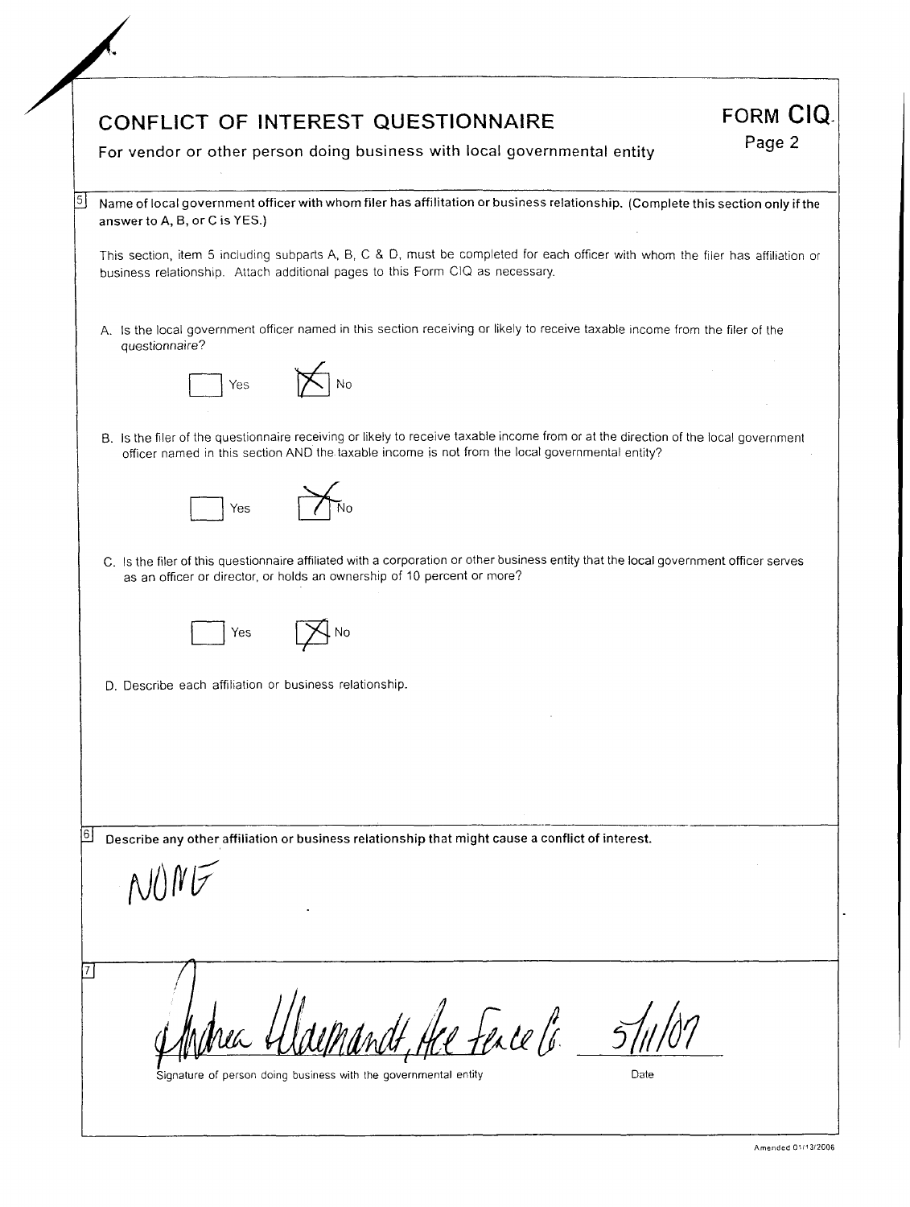# CONFLICT OF INTEREST QUESTIONNAIRE

**FORM CIQ**
Page 2

For vendor or other person doing business with local governmental entity

---

**5** **Name of local government officer with whom filer has affilitation or business relationship. (Complete this section only if the answer to A, B, or C is YES.)**

This section, item 5 including subparts A, B, C & D, must be completed for each officer with whom the filer has affiliation or business relationship. Attach additional pages to this Form CIQ as necessary.

A. Is the local government officer named in this section receiving or likely to receive taxable income from the filer of the questionnaire?

☐ Yes ☒ No

B. Is the filer of the questionnaire receiving or likely to receive taxable income from or at the direction of the local government officer named in this section AND the taxable income is not from the local governmental entity?

☐ Yes ☒ No

C. Is the filer of this questionnaire affiliated with a corporation or other business entity that the local government officer serves as an officer or director, or holds an ownership of 10 percent or more?

☐ Yes ☒ No

D. Describe each affiliation or business relationship.

---

**6** **Describe any other affiliation or business relationship that might cause a conflict of interest.**

NONE

---

**7**

Andrea Uldemandt, Ace Fence Co. &nbsp;&nbsp;&nbsp; 5/11/07

Signature of person doing business with the governmental entity &nbsp;&nbsp;&nbsp; Date

Amended 01/13/2006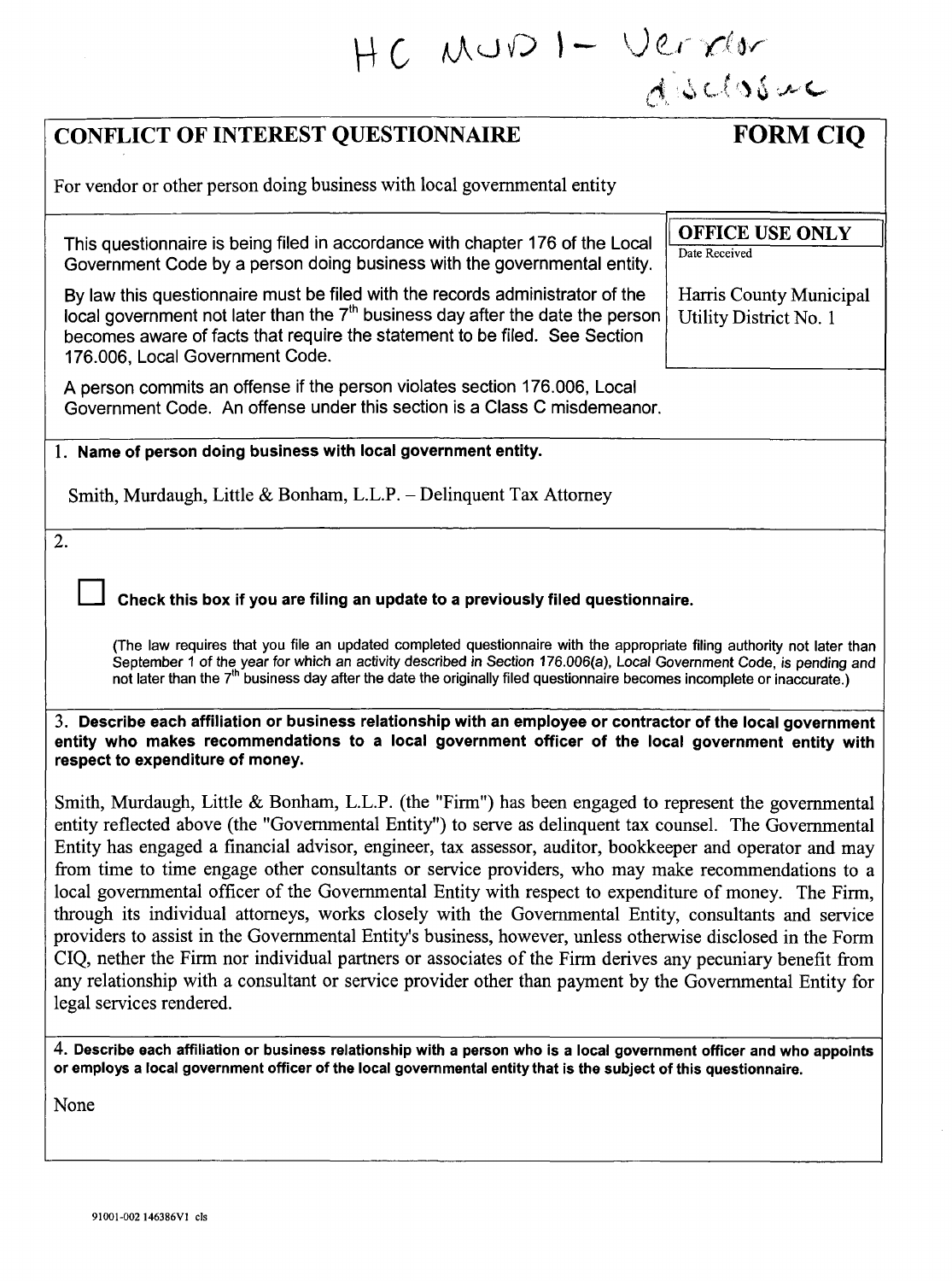HC MUD 1 – Vendor disclosure

# CONFLICT OF INTEREST QUESTIONNAIRE — FORM CIQ

For vendor or other person doing business with local governmental entity

This questionnaire is being filed in accordance with chapter 176 of the Local Government Code by a person doing business with the governmental entity.

By law this questionnaire must be filed with the records administrator of the local government not later than the 7th business day after the date the person becomes aware of facts that require the statement to be filed. See Section 176.006, Local Government Code.

A person commits an offense if the person violates section 176.006, Local Government Code. An offense under this section is a Class C misdemeanor.

**OFFICE USE ONLY**
Date Received

Harris County Municipal Utility District No. 1

**1. Name of person doing business with local government entity.**

Smith, Murdaugh, Little & Bonham, L.L.P. – Delinquent Tax Attorney

2.

☐ **Check this box if you are filing an update to a previously filed questionnaire.**

(The law requires that you file an updated completed questionnaire with the appropriate filing authority not later than September 1 of the year for which an activity described in Section 176.006(a), Local Government Code, is pending and not later than the 7th business day after the date the originally filed questionnaire becomes incomplete or inaccurate.)

**3. Describe each affiliation or business relationship with an employee or contractor of the local government entity who makes recommendations to a local government officer of the local government entity with respect to expenditure of money.**

Smith, Murdaugh, Little & Bonham, L.L.P. (the "Firm") has been engaged to represent the governmental entity reflected above (the "Governmental Entity") to serve as delinquent tax counsel. The Governmental Entity has engaged a financial advisor, engineer, tax assessor, auditor, bookkeeper and operator and may from time to time engage other consultants or service providers, who may make recommendations to a local governmental officer of the Governmental Entity with respect to expenditure of money. The Firm, through its individual attorneys, works closely with the Governmental Entity, consultants and service providers to assist in the Governmental Entity's business, however, unless otherwise disclosed in the Form CIQ, nether the Firm nor individual partners or associates of the Firm derives any pecuniary benefit from any relationship with a consultant or service provider other than payment by the Governmental Entity for legal services rendered.

**4. Describe each affiliation or business relationship with a person who is a local government officer and who appoints or employs a local government officer of the local governmental entity that is the subject of this questionnaire.**

None

91001-002 146386V1 cls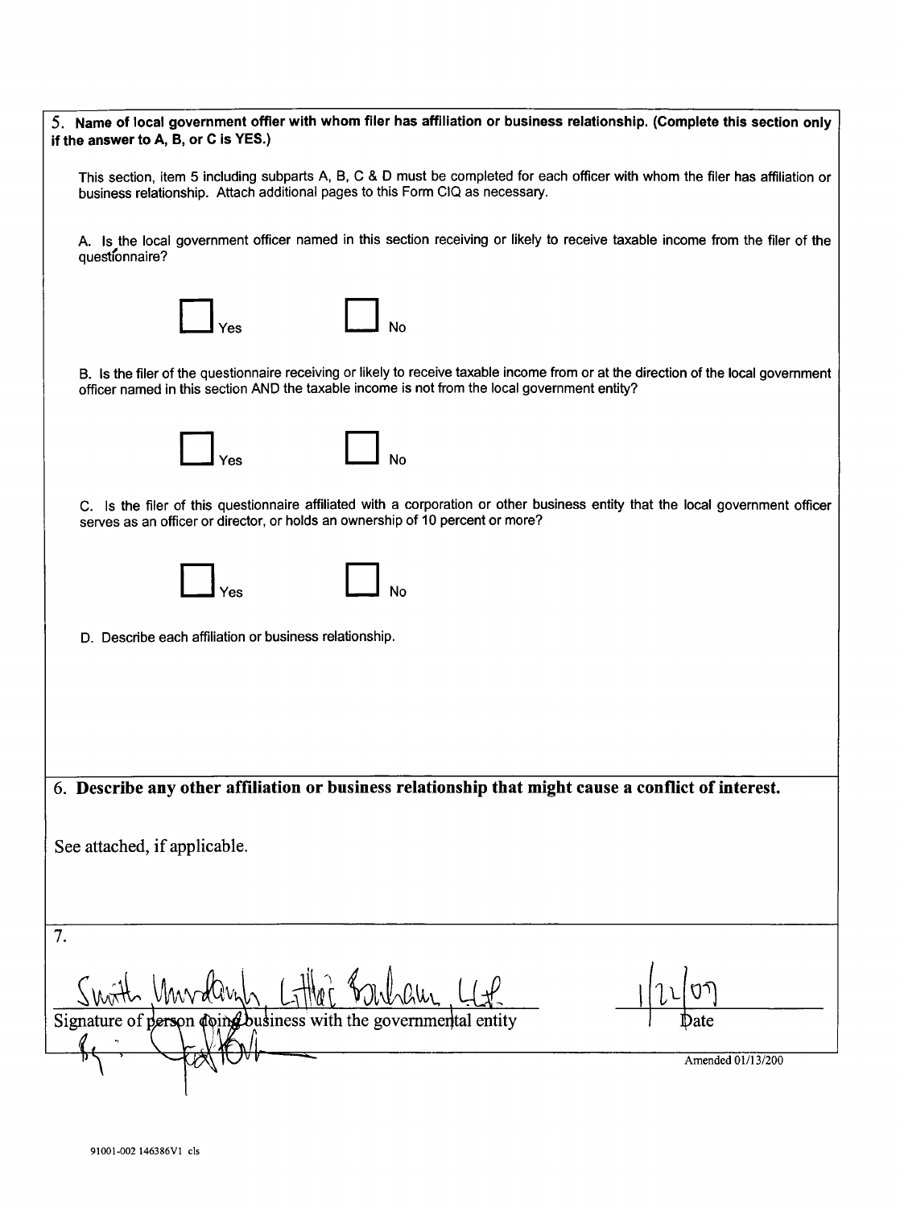5. **Name of local government offier with whom filer has affiliation or business relationship. (Complete this section only if the answer to A, B, or C is YES.)**

This section, item 5 including subparts A, B, C & D must be completed for each officer with whom the filer has affiliation or business relationship. Attach additional pages to this Form CIQ as necessary.

A. Is the local government officer named in this section receiving or likely to receive taxable income from the filer of the questionnaire?

☐ Yes ☐ No

B. Is the filer of the questionnaire receiving or likely to receive taxable income from or at the direction of the local government officer named in this section AND the taxable income is not from the local government entity?

☐ Yes ☐ No

C. Is the filer of this questionnaire affiliated with a corporation or other business entity that the local government officer serves as an officer or director, or holds an ownership of 10 percent or more?

☐ Yes ☐ No

D. Describe each affiliation or business relationship.

6. **Describe any other affiliation or business relationship that might cause a conflict of interest.**

See attached, if applicable.

7.

Smith Murdaugh Little Bonham LLP
By: [signature]

Signature of person doing business with the governmental entity

1/22/07

Date

Amended 01/13/200

91001-002 146386V1 cls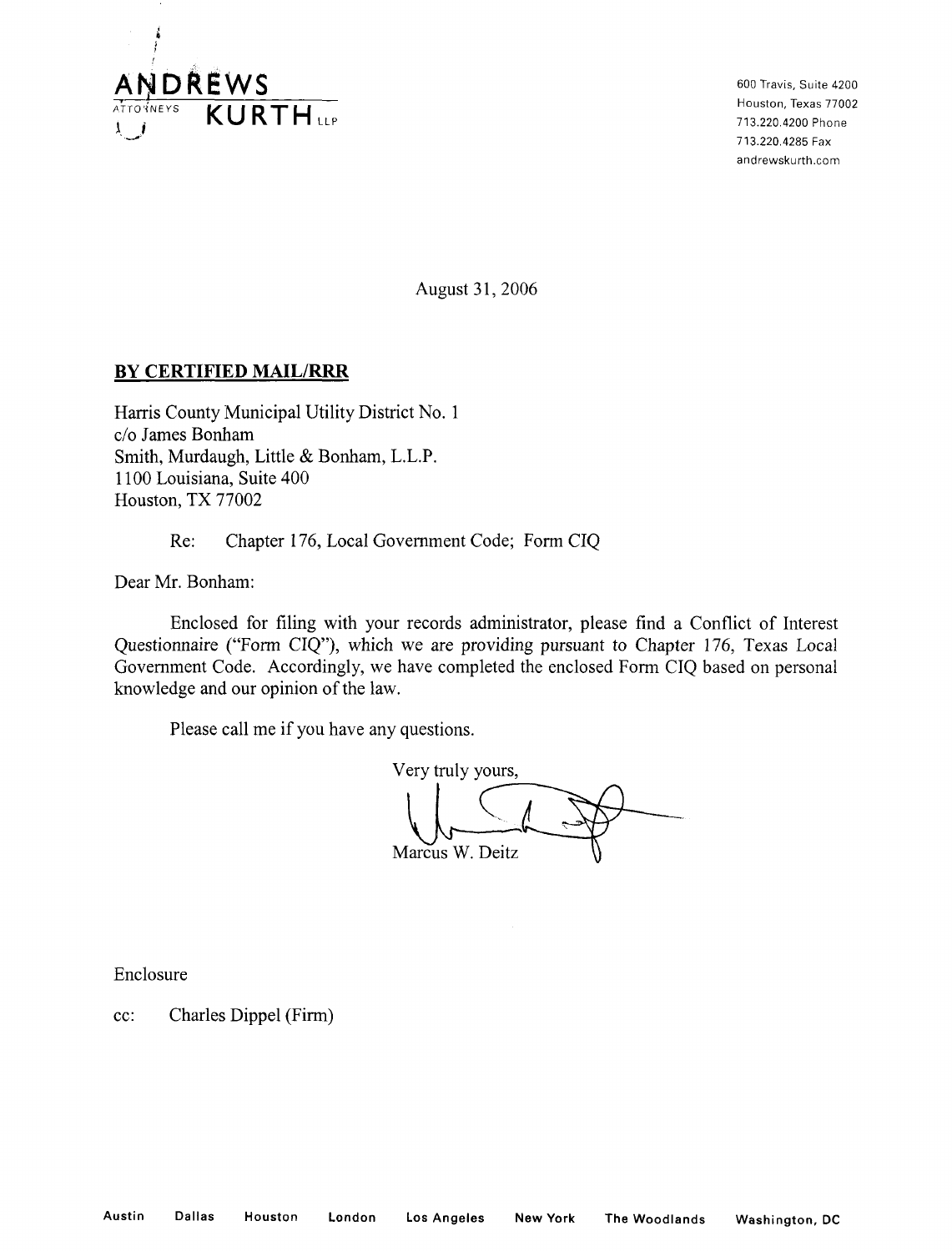ANDREWS KURTH LLP
ATTORNEYS

600 Travis, Suite 4200
Houston, Texas 77002
713.220.4200 Phone
713.220.4285 Fax
andrewskurth.com

August 31, 2006

**BY CERTIFIED MAIL/RRR**

Harris County Municipal Utility District No. 1
c/o James Bonham
Smith, Murdaugh, Little & Bonham, L.L.P.
1100 Louisiana, Suite 400
Houston, TX 77002

Re: Chapter 176, Local Government Code; Form CIQ

Dear Mr. Bonham:

Enclosed for filing with your records administrator, please find a Conflict of Interest Questionnaire ("Form CIQ"), which we are providing pursuant to Chapter 176, Texas Local Government Code. Accordingly, we have completed the enclosed Form CIQ based on personal knowledge and our opinion of the law.

Please call me if you have any questions.

Very truly yours,

Marcus W. Deitz

Enclosure

cc: Charles Dippel (Firm)

Austin Dallas Houston London Los Angeles New York The Woodlands Washington, DC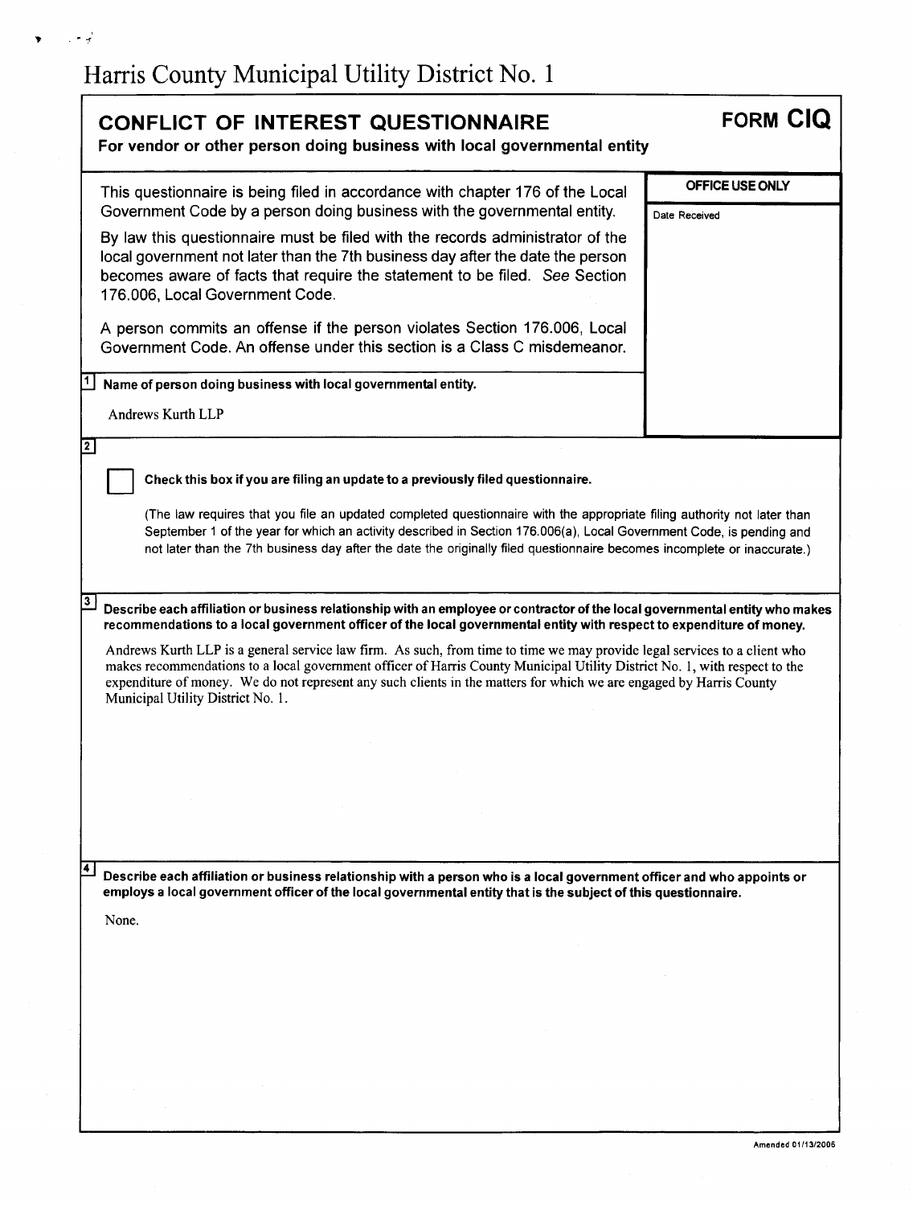# Harris County Municipal Utility District No. 1

## CONFLICT OF INTEREST QUESTIONNAIRE

**For vendor or other person doing business with local governmental entity**

**FORM CIQ**

This questionnaire is being filed in accordance with chapter 176 of the Local Government Code by a person doing business with the governmental entity.

By law this questionnaire must be filed with the records administrator of the local government not later than the 7th business day after the date the person becomes aware of facts that require the statement to be filed. *See* Section 176.006, Local Government Code.

A person commits an offense if the person violates Section 176.006, Local Government Code. An offense under this section is a Class C misdemeanor.

**OFFICE USE ONLY**

Date Received

**1** **Name of person doing business with local governmental entity.**

Andrews Kurth LLP

**2**

☐ **Check this box if you are filing an update to a previously filed questionnaire.**

(The law requires that you file an updated completed questionnaire with the appropriate filing authority not later than September 1 of the year for which an activity described in Section 176.006(a), Local Government Code, is pending and not later than the 7th business day after the date the originally filed questionnaire becomes incomplete or inaccurate.)

**3** **Describe each affiliation or business relationship with an employee or contractor of the local governmental entity who makes recommendations to a local government officer of the local governmental entity with respect to expenditure of money.**

Andrews Kurth LLP is a general service law firm. As such, from time to time we may provide legal services to a client who makes recommendations to a local government officer of Harris County Municipal Utility District No. 1, with respect to the expenditure of money. We do not represent any such clients in the matters for which we are engaged by Harris County Municipal Utility District No. 1.

**4** **Describe each affiliation or business relationship with a person who is a local government officer and who appoints or employs a local government officer of the local governmental entity that is the subject of this questionnaire.**

None.

Amended 01/13/2006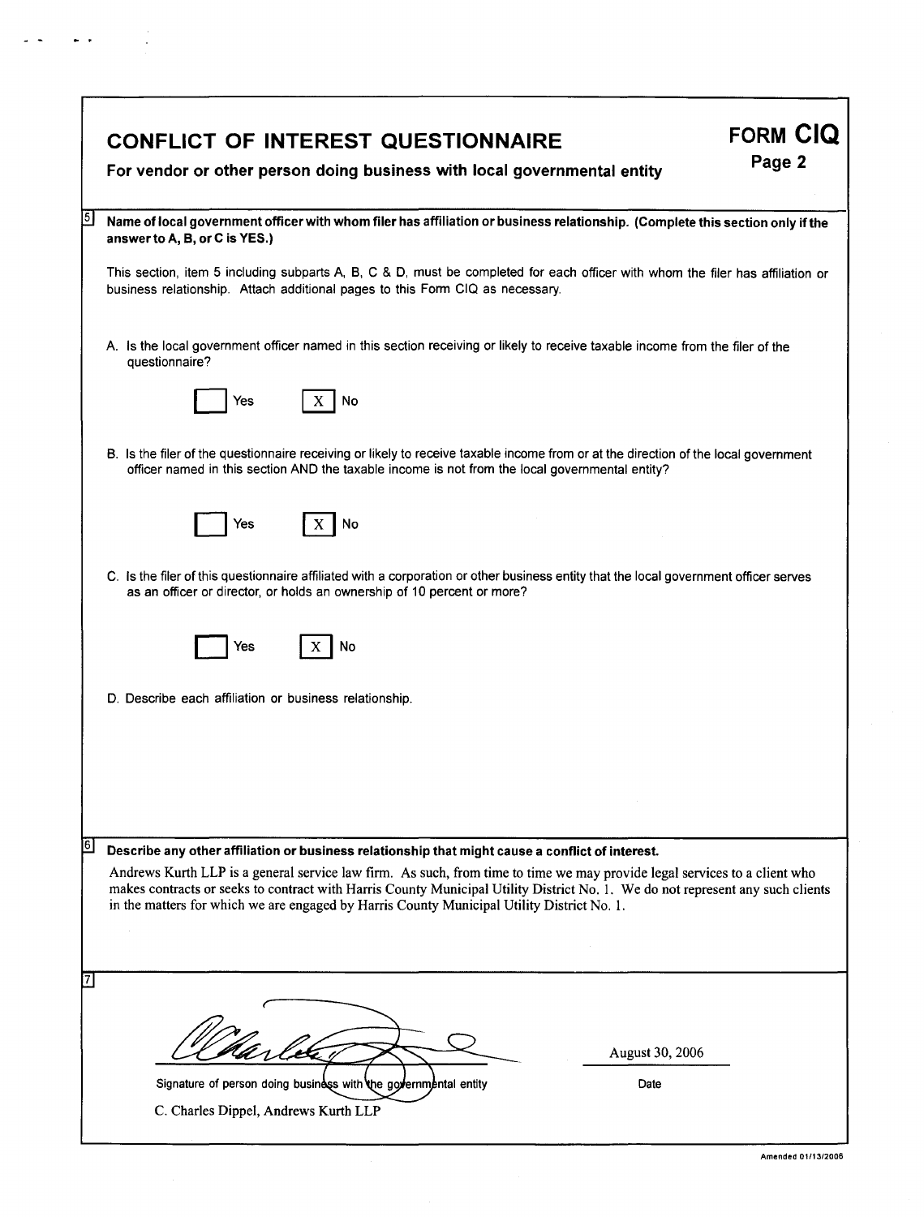# CONFLICT OF INTEREST QUESTIONNAIRE

**For vendor or other person doing business with local governmental entity**

**FORM CIQ**
**Page 2**

**5** **Name of local government officer with whom filer has affiliation or business relationship. (Complete this section only if the answer to A, B, or C is YES.)**

This section, item 5 including subparts A, B, C & D, must be completed for each officer with whom the filer has affiliation or business relationship. Attach additional pages to this Form CIQ as necessary.

A. Is the local government officer named in this section receiving or likely to receive taxable income from the filer of the questionnaire?

☐ Yes ☒ No

B. Is the filer of the questionnaire receiving or likely to receive taxable income from or at the direction of the local government officer named in this section AND the taxable income is not from the local governmental entity?

☐ Yes ☒ No

C. Is the filer of this questionnaire affiliated with a corporation or other business entity that the local government officer serves as an officer or director, or holds an ownership of 10 percent or more?

☐ Yes ☒ No

D. Describe each affiliation or business relationship.

**6** **Describe any other affiliation or business relationship that might cause a conflict of interest.**

Andrews Kurth LLP is a general service law firm. As such, from time to time we may provide legal services to a client who makes contracts or seeks to contract with Harris County Municipal Utility District No. 1. We do not represent any such clients in the matters for which we are engaged by Harris County Municipal Utility District No. 1.

**7**

Signature of person doing business with the governmental entity

C. Charles Dippel, Andrews Kurth LLP

Date: August 30, 2006

Amended 01/13/2006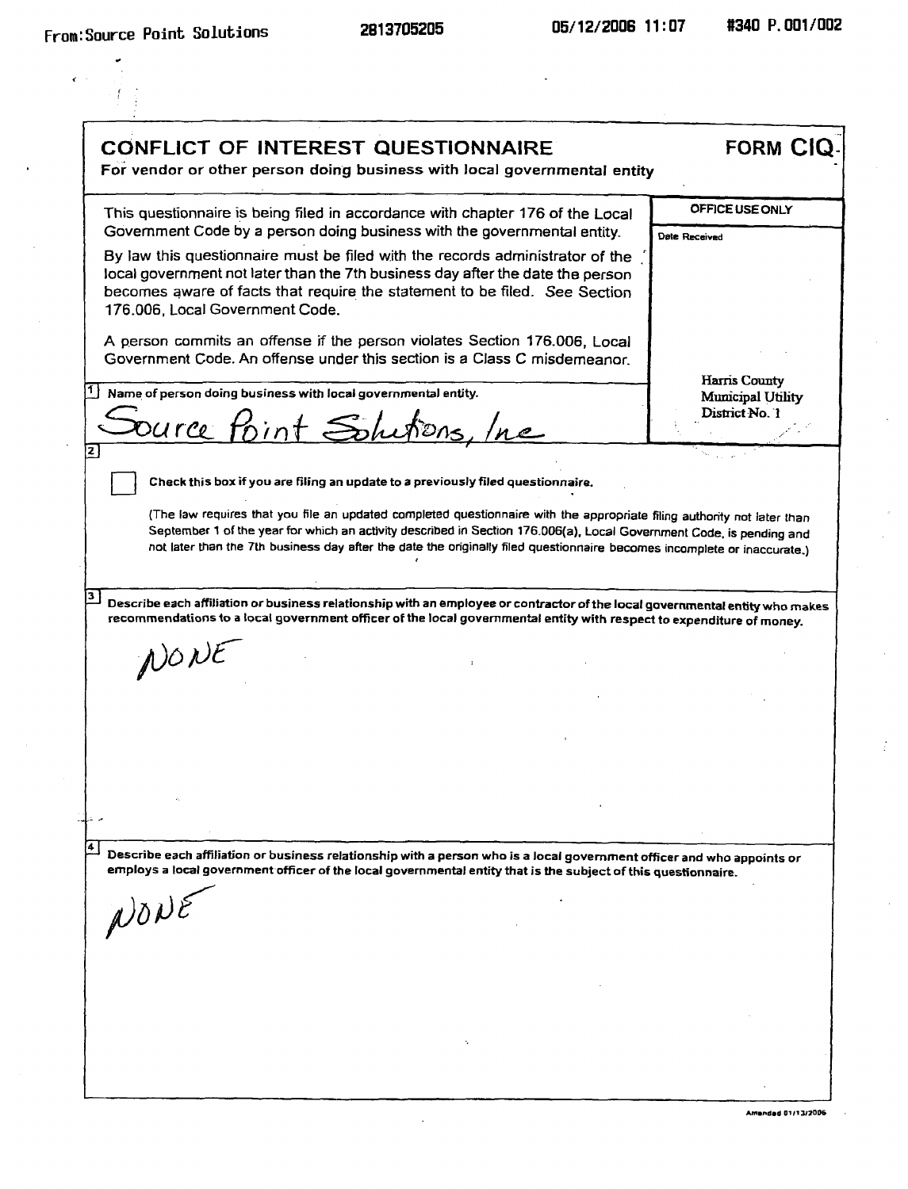# CONFLICT OF INTEREST QUESTIONNAIRE

**FORM CIQ**

**For vendor or other person doing business with local governmental entity**

This questionnaire is being filed in accordance with chapter 176 of the Local Government Code by a person doing business with the governmental entity.

By law this questionnaire must be filed with the records administrator of the local government not later than the 7th business day after the date the person becomes aware of facts that require the statement to be filed. *See* Section 176.006, Local Government Code.

A person commits an offense if the person violates Section 176.006, Local Government Code. An offense under this section is a Class C misdemeanor.

**OFFICE USE ONLY**

Date Received

Harris County Municipal Utility District No. 1

**1** Name of person doing business with local governmental entity.

Source Point Solutions, Inc

**2**

☐ **Check this box if you are filing an update to a previously filed questionnaire.**

(The law requires that you file an updated completed questionnaire with the appropriate filing authority not later than September 1 of the year for which an activity described in Section 176.006(a), Local Government Code, is pending and not later than the 7th business day after the date the originally filed questionnaire becomes incomplete or inaccurate.)

**3** **Describe each affiliation or business relationship with an employee or contractor of the local governmental entity who makes recommendations to a local government officer of the local governmental entity with respect to expenditure of money.**

NONE

**4** **Describe each affiliation or business relationship with a person who is a local government officer and who appoints or employs a local government officer of the local governmental entity that is the subject of this questionnaire.**

NONE

Amended 01/13/2006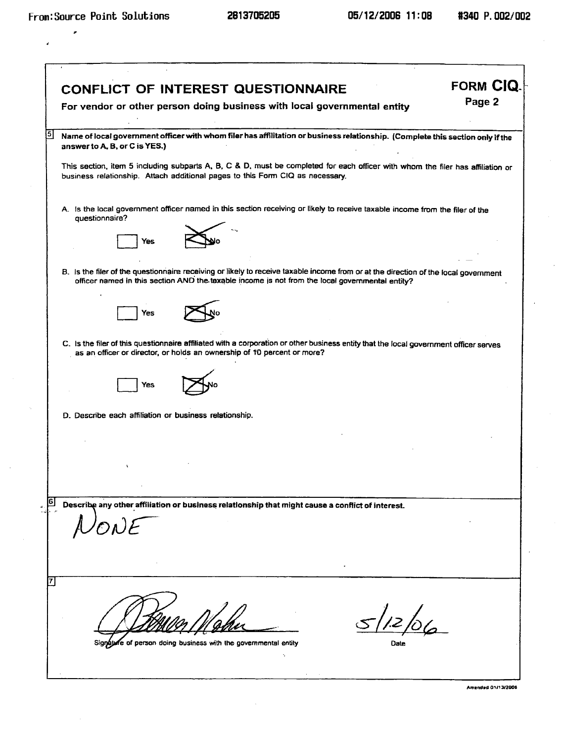# CONFLICT OF INTEREST QUESTIONNAIRE

**For vendor or other person doing business with local governmental entity**

**FORM CIQ**
**Page 2**

**5** **Name of local government officer with whom filer has affilitation or business relationship. (Complete this section only if the answer to A, B, or C is YES.)**

This section, item 5 including subparts A, B, C & D, must be completed for each officer with whom the filer has affiliation or business relationship. Attach additional pages to this Form CIQ as necessary.

A. Is the local government officer named in this section receiving or likely to receive taxable income from the filer of the questionnaire?

☐ Yes ☒ No

B. Is the filer of the questionnaire receiving or likely to receive taxable income from or at the direction of the local government officer named in this section AND the taxable income is not from the local governmental entity?

☐ Yes ☒ No

C. Is the filer of this questionnaire affiliated with a corporation or other business entity that the local government officer serves as an officer or director, or holds an ownership of 10 percent or more?

☐ Yes ☒ No

D. Describe each affiliation or business relationship.

**6** **Describe any other affiliation or business relationship that might cause a conflict of interest.**

NONE

**7**

[Signature]
Signature of person doing business with the governmental entity

5/12/06
Date

Amended 01/13/2006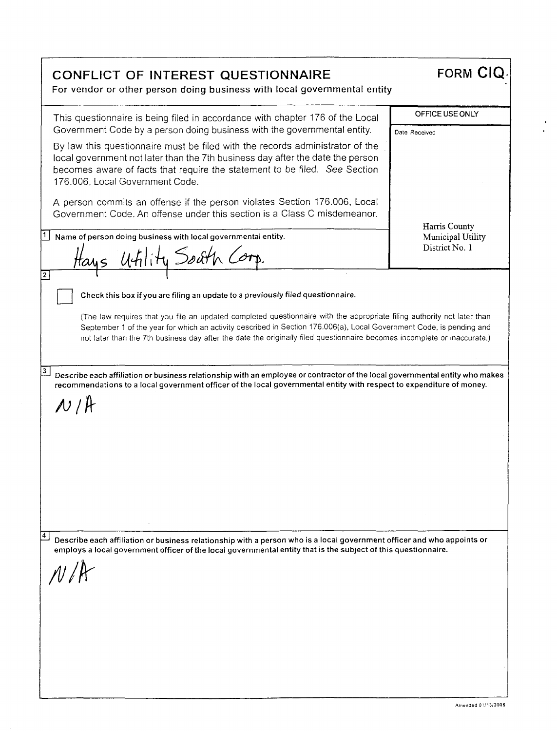# CONFLICT OF INTEREST QUESTIONNAIRE

**FORM CIQ**

**For vendor or other person doing business with local governmental entity**

This questionnaire is being filed in accordance with chapter 176 of the Local Government Code by a person doing business with the governmental entity.

By law this questionnaire must be filed with the records administrator of the local government not later than the 7th business day after the date the person becomes aware of facts that require the statement to be filed. *See* Section 176.006, Local Government Code.

A person commits an offense if the person violates Section 176.006, Local Government Code. An offense under this section is a Class C misdemeanor.

| OFFICE USE ONLY |
| --- |
| Date Received |
| Harris County Municipal Utility District No. 1 |

**1** Name of person doing business with local governmental entity.

Hays Utility South Corp.

**2**

☐ **Check this box if you are filing an update to a previously filed questionnaire.**

(The law requires that you file an updated completed questionnaire with the appropriate filing authority not later than September 1 of the year for which an activity described in Section 176.006(a), Local Government Code, is pending and not later than the 7th business day after the date the originally filed questionnaire becomes incomplete or inaccurate.)

**3** **Describe each affiliation or business relationship with an employee or contractor of the local governmental entity who makes recommendations to a local government officer of the local governmental entity with respect to expenditure of money.**

N/A

**4** **Describe each affiliation or business relationship with a person who is a local government officer and who appoints or employs a local government officer of the local governmental entity that is the subject of this questionnaire.**

N/A

Amended 01/13/2006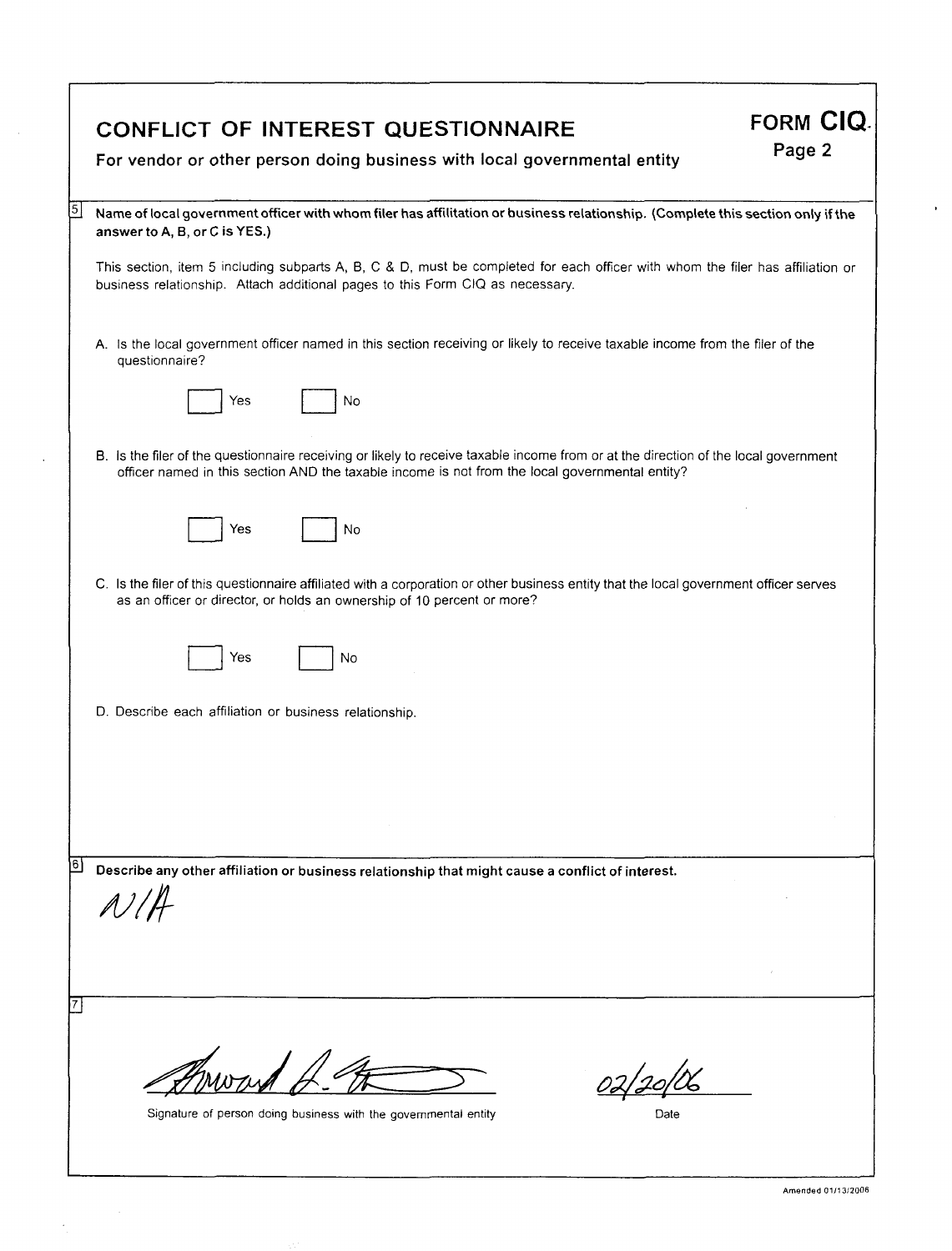# CONFLICT OF INTEREST QUESTIONNAIRE

**For vendor or other person doing business with local governmental entity**

**FORM CIQ**
**Page 2**

**5** **Name of local government officer with whom filer has affilitation or business relationship. (Complete this section only if the answer to A, B, or C is YES.)**

This section, item 5 including subparts A, B, C & D, must be completed for each officer with whom the filer has affiliation or business relationship. Attach additional pages to this Form CIQ as necessary.

A. Is the local government officer named in this section receiving or likely to receive taxable income from the filer of the questionnaire?

☐ Yes ☐ No

B. Is the filer of the questionnaire receiving or likely to receive taxable income from or at the direction of the local government officer named in this section AND the taxable income is not from the local governmental entity?

☐ Yes ☐ No

C. Is the filer of this questionnaire affiliated with a corporation or other business entity that the local government officer serves as an officer or director, or holds an ownership of 10 percent or more?

☐ Yes ☐ No

D. Describe each affiliation or business relationship.

**6** **Describe any other affiliation or business relationship that might cause a conflict of interest.**

N/A

**7**

[Signature] 02/20/06

Signature of person doing business with the governmental entity Date

Amended 01/13/2006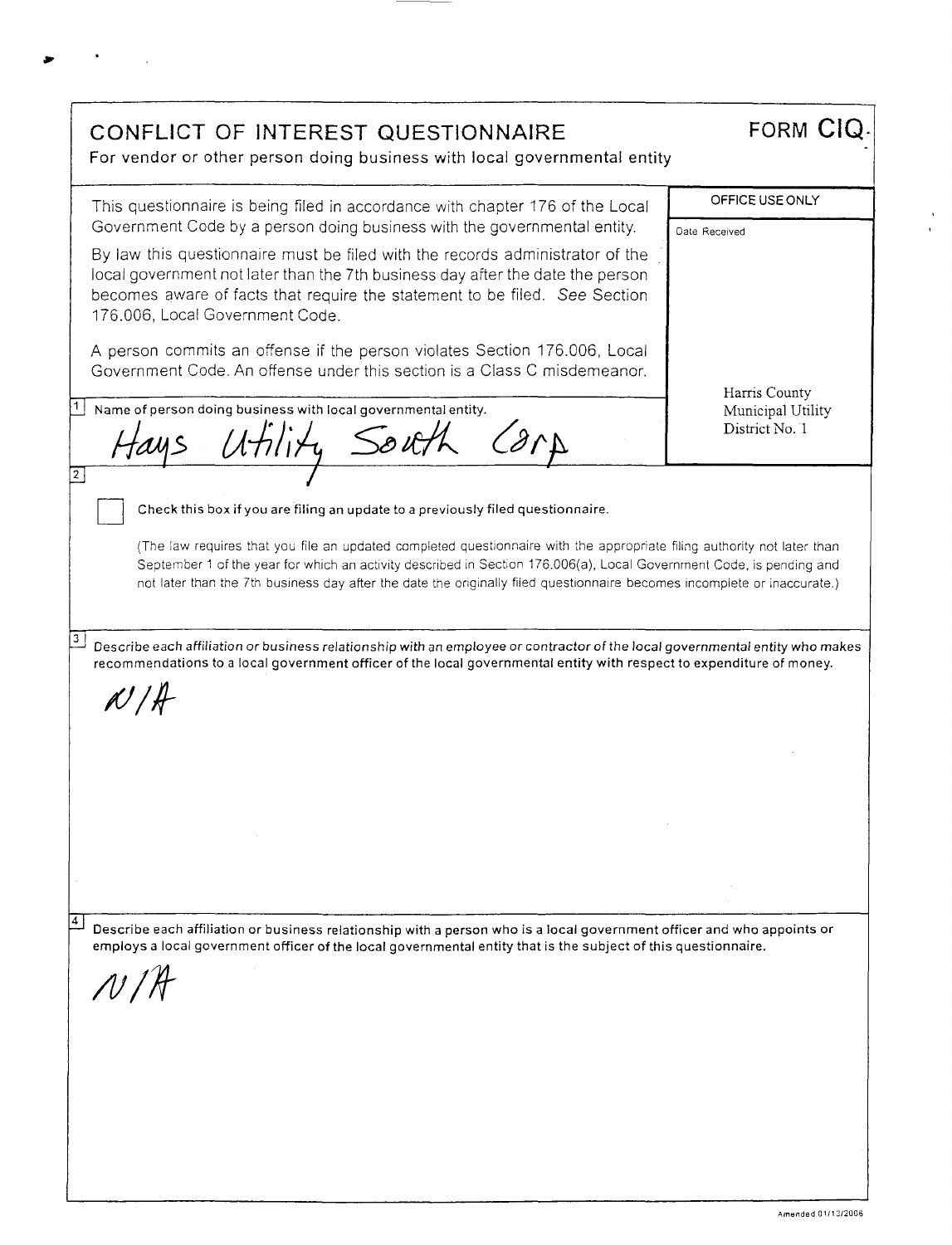# CONFLICT OF INTEREST QUESTIONNAIRE

**FORM CIQ**

For vendor or other person doing business with local governmental entity

This questionnaire is being filed in accordance with chapter 176 of the Local Government Code by a person doing business with the governmental entity.

By law this questionnaire must be filed with the records administrator of the local government not later than the 7th business day after the date the person becomes aware of facts that require the statement to be filed. *See* Section 176.006, Local Government Code.

A person commits an offense if the person violates Section 176.006, Local Government Code. An offense under this section is a Class C misdemeanor.

| OFFICE USE ONLY |
|---|
| Date Received |
| Harris County Municipal Utility District No. 1 |

**1** Name of person doing business with local governmental entity.

Hays Utility South Corp

**2**

☐ **Check this box if you are filing an update to a previously filed questionnaire.**

(The law requires that you file an updated completed questionnaire with the appropriate filing authority not later than September 1 of the year for which an activity described in Section 176.006(a), Local Government Code, is pending and not later than the 7th business day after the date the originally filed questionnaire becomes incomplete or inaccurate.)

**3** *Describe each affiliation or business relationship with an employee or contractor of the local governmental entity who makes recommendations to a local government officer of the local governmental entity with respect to expenditure of money.*

N/A

**4** **Describe each affiliation or business relationship with a person who is a local government officer and who appoints or employs a local government officer of the local governmental entity that is the subject of this questionnaire.**

N/A

Amended 01/13/2006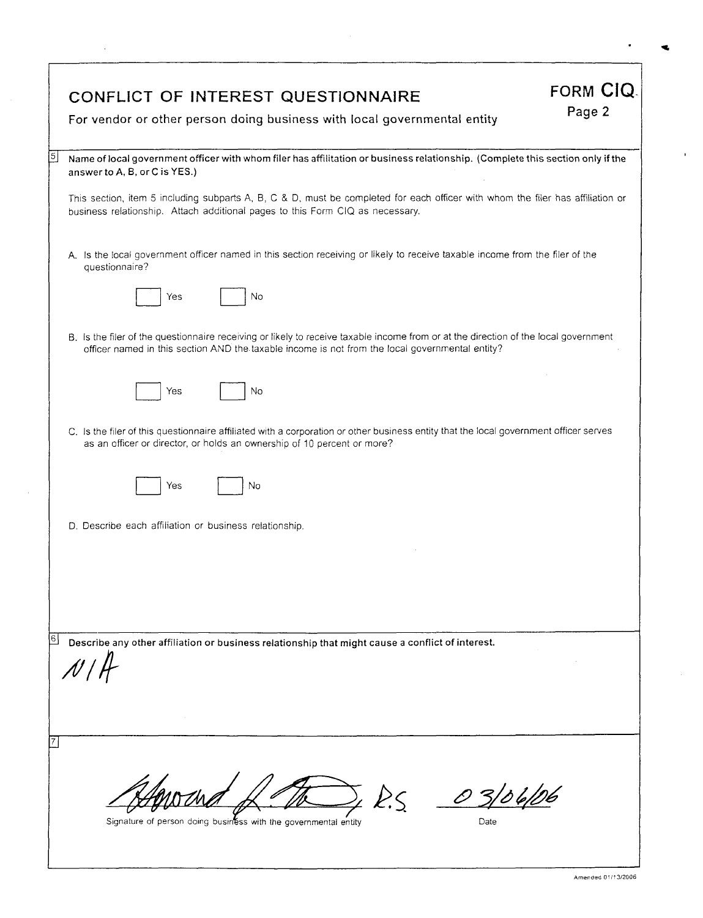# CONFLICT OF INTEREST QUESTIONNAIRE

**FORM CIQ**
Page 2

For vendor or other person doing business with local governmental entity

**5** **Name of local government officer with whom filer has affilitation or business relationship. (Complete this section only if the answer to A, B, or C is YES.)**

This section, item 5 including subparts A, B, C & D, must be completed for each officer with whom the filer has affiliation or business relationship. Attach additional pages to this Form CIQ as necessary.

A. Is the local government officer named in this section receiving or likely to receive taxable income from the filer of the questionnaire?

☐ Yes ☐ No

B. Is the filer of the questionnaire receiving or likely to receive taxable income from or at the direction of the local government officer named in this section AND the taxable income is not from the local governmental entity?

☐ Yes ☐ No

C. Is the filer of this questionnaire affiliated with a corporation or other business entity that the local government officer serves as an officer or director, or holds an ownership of 10 percent or more?

☐ Yes ☐ No

D. Describe each affiliation or business relationship.

**6** **Describe any other affiliation or business relationship that might cause a conflict of interest.**

N/A

**7**

[Signature], R.S. 03/06/06

Signature of person doing business with the governmental entity — Date

Amended 01/13/2006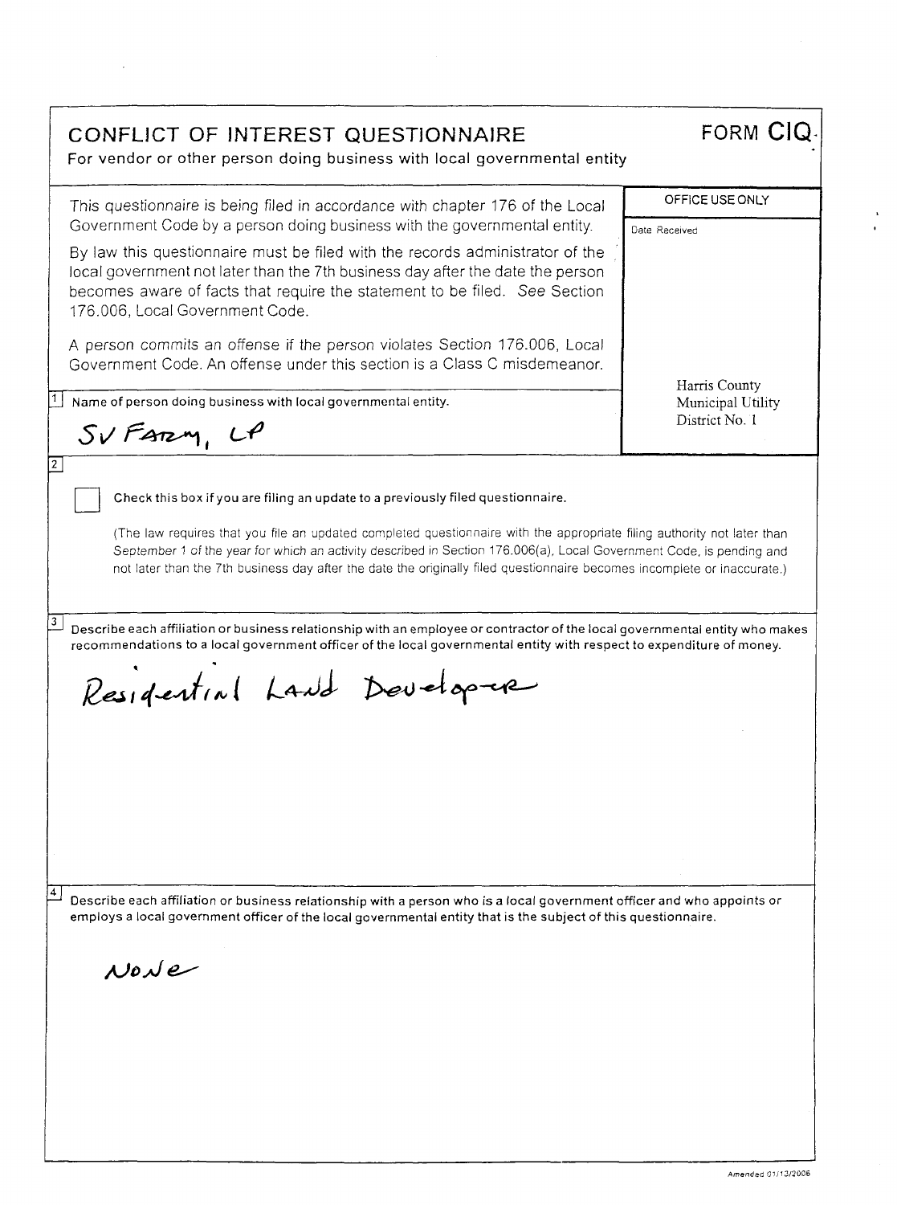# CONFLICT OF INTEREST QUESTIONNAIRE

**FORM CIQ**

For vendor or other person doing business with local governmental entity

This questionnaire is being filed in accordance with chapter 176 of the Local Government Code by a person doing business with the governmental entity.

By law this questionnaire must be filed with the records administrator of the local government not later than the 7th business day after the date the person becomes aware of facts that require the statement to be filed. *See* Section 176.006, Local Government Code.

A person commits an offense if the person violates Section 176.006, Local Government Code. An offense under this section is a Class C misdemeanor.

| OFFICE USE ONLY |
|---|
| Date Received |
| Harris County Municipal Utility District No. 1 |

**1** Name of person doing business with local governmental entity.

SV Farm, LP

**2**

☐ **Check this box if you are filing an update to a previously filed questionnaire.**

(The law requires that you file an updated completed questionnaire with the appropriate filing authority not later than September 1 of the year for which an activity described in Section 176.006(a), Local Government Code, is pending and not later than the 7th business day after the date the originally filed questionnaire becomes incomplete or inaccurate.)

**3** **Describe each affiliation or business relationship with an employee or contractor of the local governmental entity who makes recommendations to a local government officer of the local governmental entity with respect to expenditure of money.**

Residential Land Developer

**4** **Describe each affiliation or business relationship with a person who is a local government officer and who appoints or employs a local government officer of the local governmental entity that is the subject of this questionnaire.**

None

Amended 01/13/2006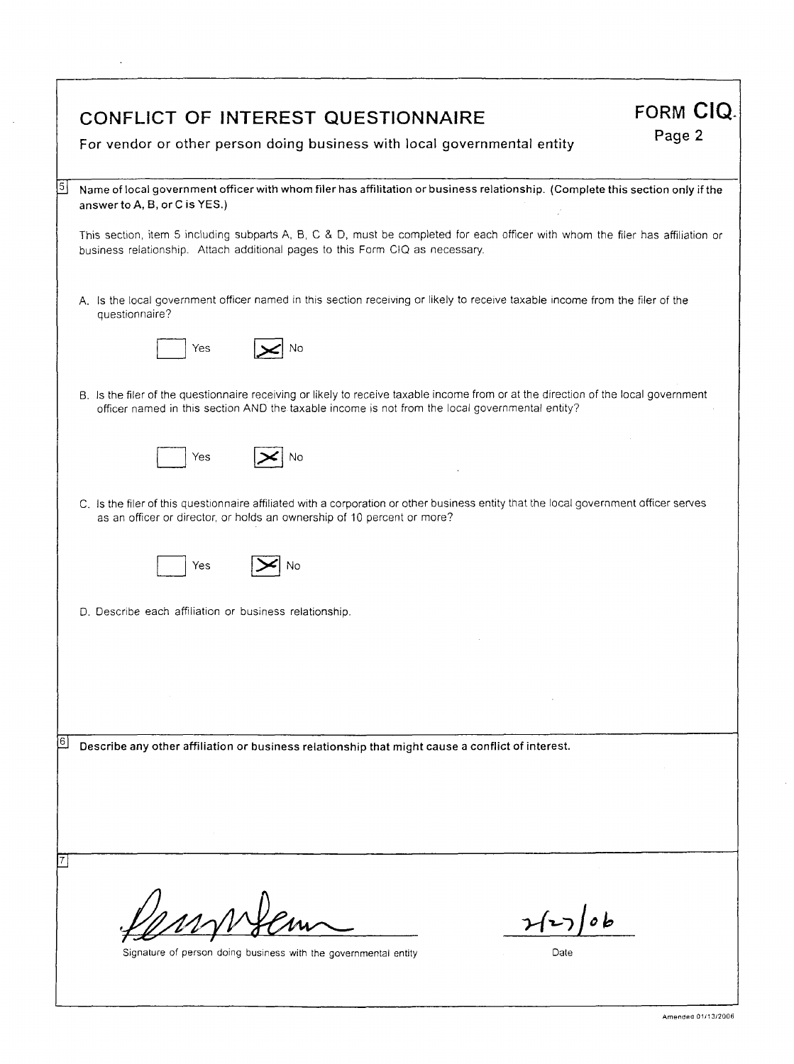# CONFLICT OF INTEREST QUESTIONNAIRE

For vendor or other person doing business with local governmental entity

**FORM CIQ**
Page 2

**5** **Name of local government officer with whom filer has affilitation or business relationship. (Complete this section only if the answer to A, B, or C is YES.)**

This section, item 5 including subparts A, B, C & D, must be completed for each officer with whom the filer has affiliation or business relationship. Attach additional pages to this Form CIQ as necessary.

A. Is the local government officer named in this section receiving or likely to receive taxable income from the filer of the questionnaire?

☐ Yes ☒ No

B. Is the filer of the questionnaire receiving or likely to receive taxable income from or at the direction of the local government officer named in this section AND the taxable income is not from the local governmental entity?

☐ Yes ☒ No

C. Is the filer of this questionnaire affiliated with a corporation or other business entity that the local government officer serves as an officer or director, or holds an ownership of 10 percent or more?

☐ Yes ☒ No

D. Describe each affiliation or business relationship.

**6** **Describe any other affiliation or business relationship that might cause a conflict of interest.**

**7**

[Signature]
Signature of person doing business with the governmental entity

2/27/06
Date

Amended 01/13/2006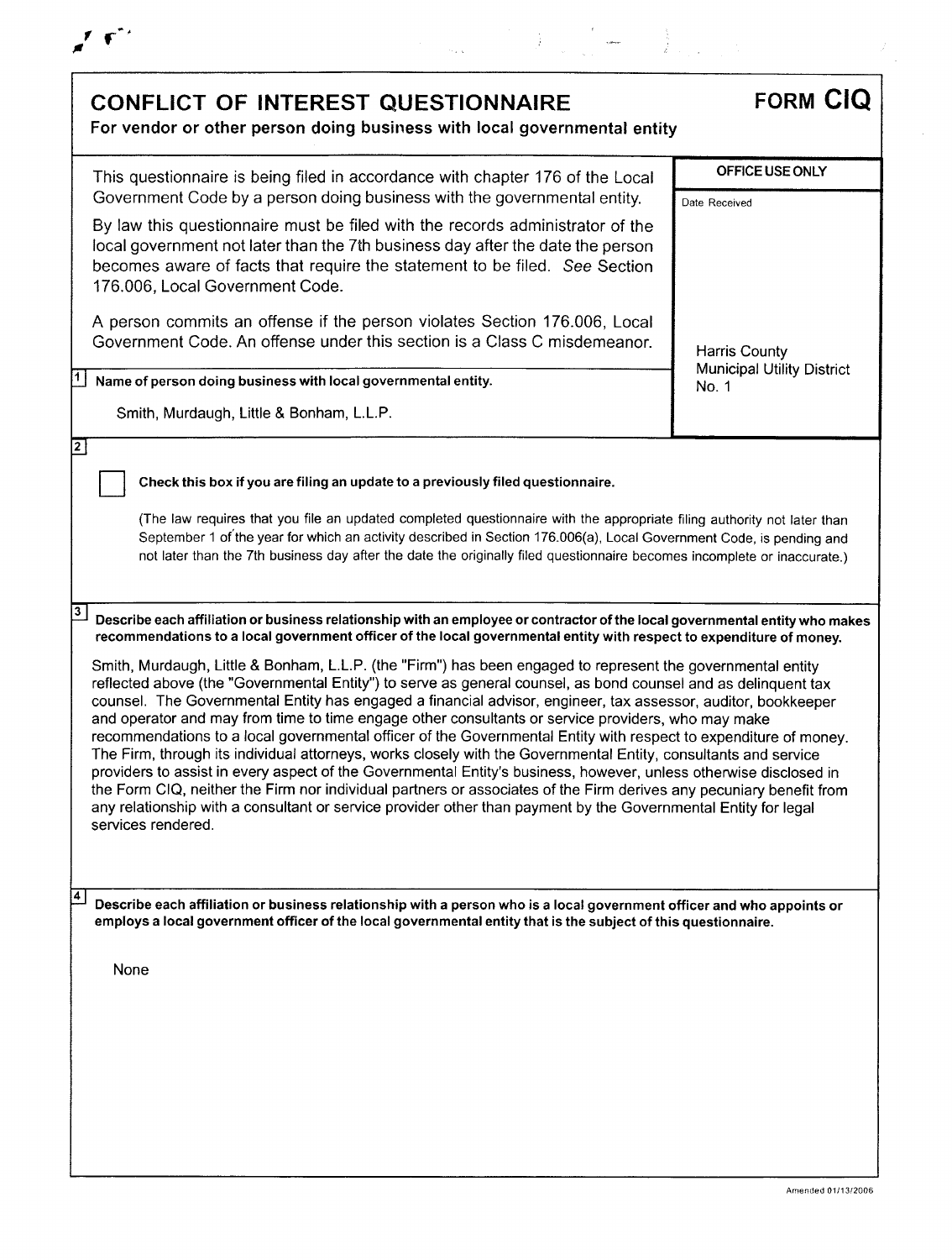# CONFLICT OF INTEREST QUESTIONNAIRE

**FORM CIQ**

**For vendor or other person doing business with local governmental entity**

This questionnaire is being filed in accordance with chapter 176 of the Local Government Code by a person doing business with the governmental entity.

By law this questionnaire must be filed with the records administrator of the local government not later than the 7th business day after the date the person becomes aware of facts that require the statement to be filed. *See* Section 176.006, Local Government Code.

A person commits an offense if the person violates Section 176.006, Local Government Code. An offense under this section is a Class C misdemeanor.

| OFFICE USE ONLY |
|---|
| Date Received |
| Harris County Municipal Utility District No. 1 |

**1** **Name of person doing business with local governmental entity.**

Smith, Murdaugh, Little & Bonham, L.L.P.

**2**

☐ **Check this box if you are filing an update to a previously filed questionnaire.**

(The law requires that you file an updated completed questionnaire with the appropriate filing authority not later than September 1 of the year for which an activity described in Section 176.006(a), Local Government Code, is pending and not later than the 7th business day after the date the originally filed questionnaire becomes incomplete or inaccurate.)

**3** **Describe each affiliation or business relationship with an employee or contractor of the local governmental entity who makes recommendations to a local government officer of the local governmental entity with respect to expenditure of money.**

Smith, Murdaugh, Little & Bonham, L.L.P. (the "Firm") has been engaged to represent the governmental entity reflected above (the "Governmental Entity") to serve as general counsel, as bond counsel and as delinquent tax counsel. The Governmental Entity has engaged a financial advisor, engineer, tax assessor, auditor, bookkeeper and operator and may from time to time engage other consultants or service providers, who may make recommendations to a local governmental officer of the Governmental Entity with respect to expenditure of money. The Firm, through its individual attorneys, works closely with the Governmental Entity, consultants and service providers to assist in every aspect of the Governmental Entity's business, however, unless otherwise disclosed in the Form CIQ, neither the Firm nor individual partners or associates of the Firm derives any pecuniary benefit from any relationship with a consultant or service provider other than payment by the Governmental Entity for legal services rendered.

**4** **Describe each affiliation or business relationship with a person who is a local government officer and who appoints or employs a local government officer of the local governmental entity that is the subject of this questionnaire.**

None

Amended 01/13/2006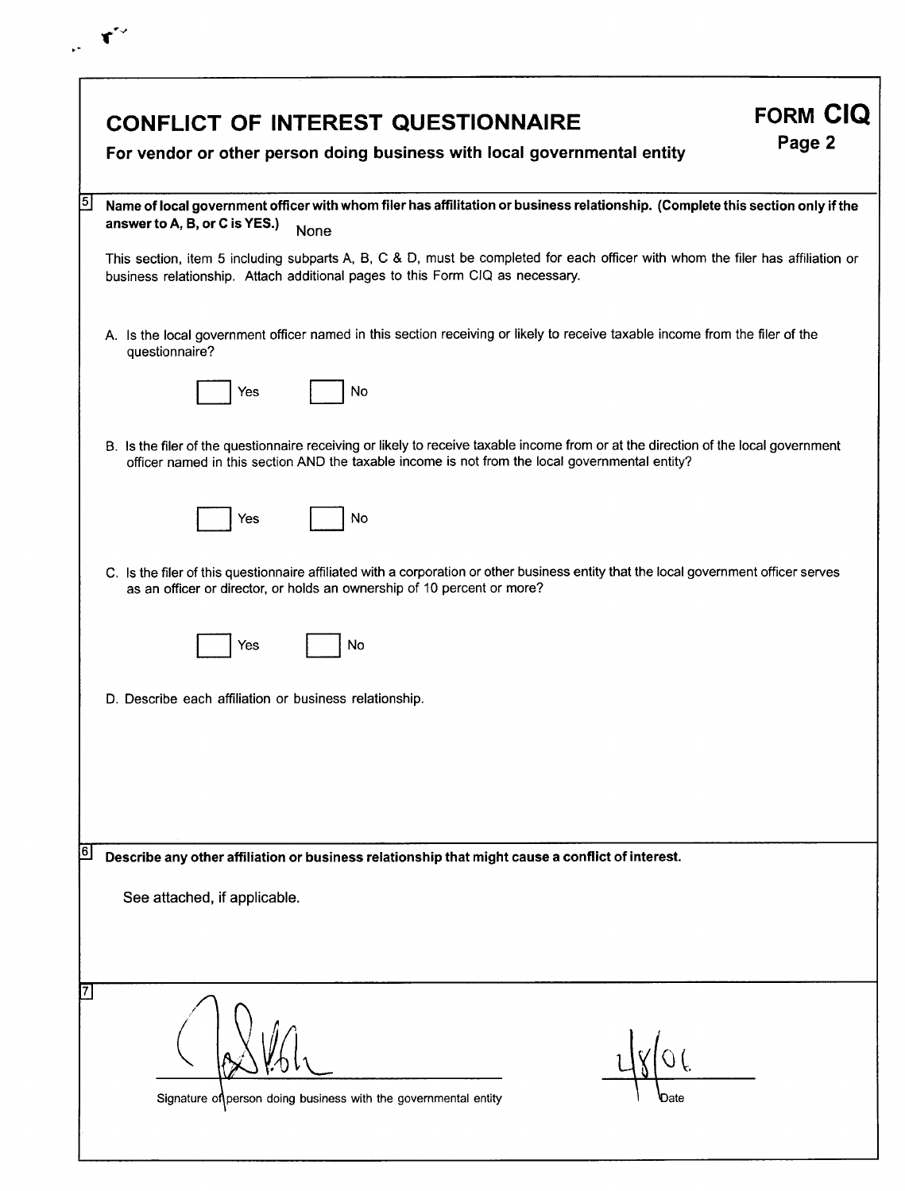# CONFLICT OF INTEREST QUESTIONNAIRE

**For vendor or other person doing business with local governmental entity**

**FORM CIQ**
**Page 2**

**5** **Name of local government officer with whom filer has affilitation or business relationship. (Complete this section only if the answer to A, B, or C is YES.)** None

This section, item 5 including subparts A, B, C & D, must be completed for each officer with whom the filer has affiliation or business relationship. Attach additional pages to this Form CIQ as necessary.

A. Is the local government officer named in this section receiving or likely to receive taxable income from the filer of the questionnaire?

☐ Yes ☐ No

B. Is the filer of the questionnaire receiving or likely to receive taxable income from or at the direction of the local government officer named in this section AND the taxable income is not from the local governmental entity?

☐ Yes ☐ No

C. Is the filer of this questionnaire affiliated with a corporation or other business entity that the local government officer serves as an officer or director, or holds an ownership of 10 percent or more?

☐ Yes ☐ No

D. Describe each affiliation or business relationship.

**6** **Describe any other affiliation or business relationship that might cause a conflict of interest.**

See attached, if applicable.

**7**

[Signature]

Signature of person doing business with the governmental entity

4/8/06

Date